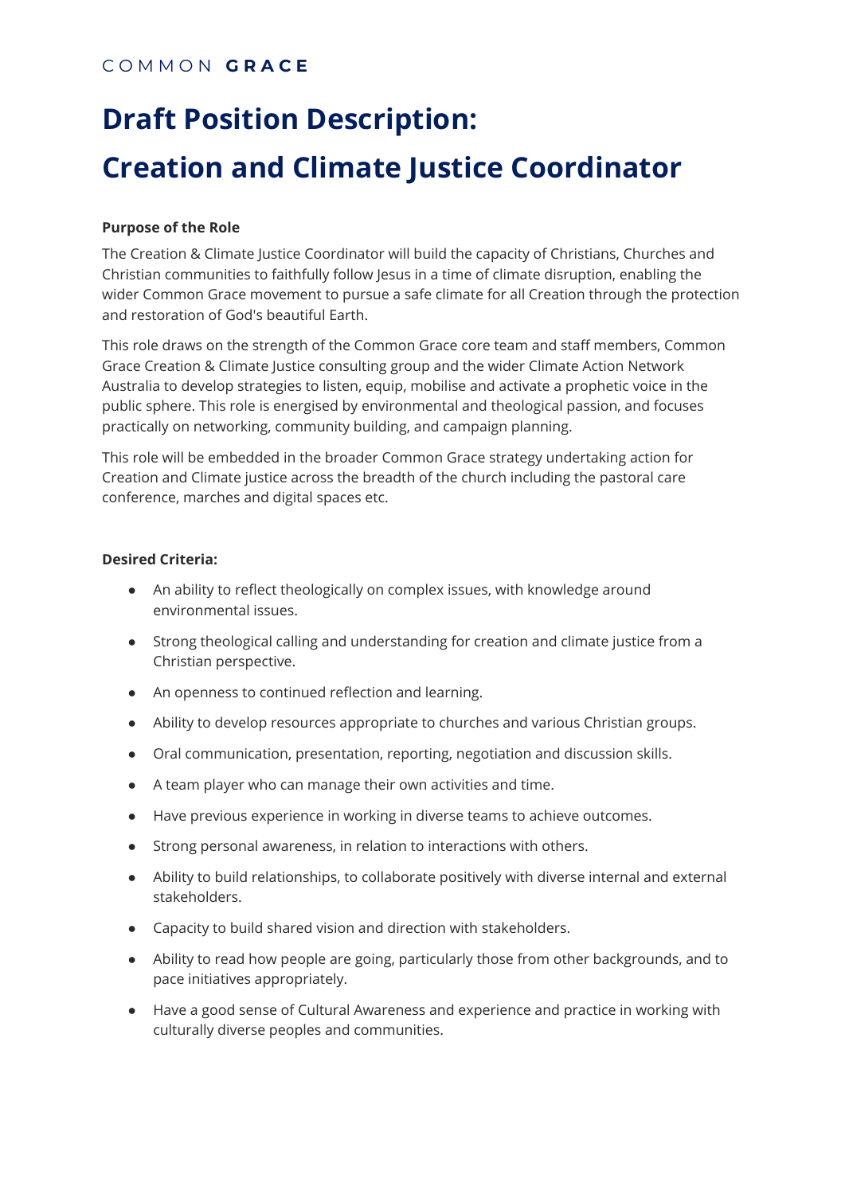COMMON **GRACE**

# Draft Position Description:

# Creation and Climate Justice Coordinator

**Purpose of the Role**

The Creation & Climate Justice Coordinator will build the capacity of Christians, Churches and Christian communities to faithfully follow Jesus in a time of climate disruption, enabling the wider Common Grace movement to pursue a safe climate for all Creation through the protection and restoration of God's beautiful Earth.

This role draws on the strength of the Common Grace core team and staff members, Common Grace Creation & Climate Justice consulting group and the wider Climate Action Network Australia to develop strategies to listen, equip, mobilise and activate a prophetic voice in the public sphere. This role is energised by environmental and theological passion, and focuses practically on networking, community building, and campaign planning.

This role will be embedded in the broader Common Grace strategy undertaking action for Creation and Climate justice across the breadth of the church including the pastoral care conference, marches and digital spaces etc.

**Desired Criteria:**

- An ability to reflect theologically on complex issues, with knowledge around environmental issues.
- Strong theological calling and understanding for creation and climate justice from a Christian perspective.
- An openness to continued reflection and learning.
- Ability to develop resources appropriate to churches and various Christian groups.
- Oral communication, presentation, reporting, negotiation and discussion skills.
- A team player who can manage their own activities and time.
- Have previous experience in working in diverse teams to achieve outcomes.
- Strong personal awareness, in relation to interactions with others.
- Ability to build relationships, to collaborate positively with diverse internal and external stakeholders.
- Capacity to build shared vision and direction with stakeholders.
- Ability to read how people are going, particularly those from other backgrounds, and to pace initiatives appropriately.
- Have a good sense of Cultural Awareness and experience and practice in working with culturally diverse peoples and communities.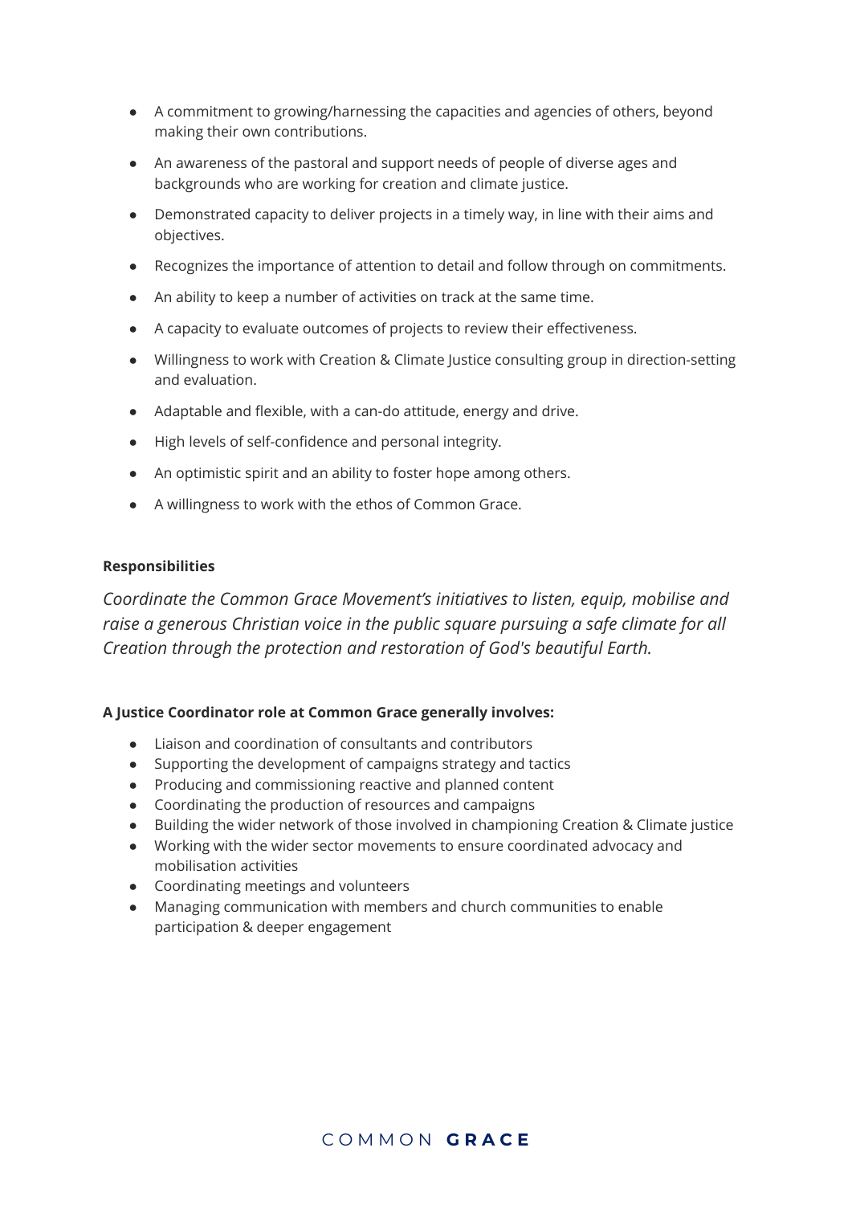- A commitment to growing/harnessing the capacities and agencies of others, beyond making their own contributions.
- An awareness of the pastoral and support needs of people of diverse ages and backgrounds who are working for creation and climate justice.
- Demonstrated capacity to deliver projects in a timely way, in line with their aims and objectives.
- Recognizes the importance of attention to detail and follow through on commitments.
- An ability to keep a number of activities on track at the same time.
- A capacity to evaluate outcomes of projects to review their effectiveness.
- Willingness to work with Creation & Climate Justice consulting group in direction-setting and evaluation.
- Adaptable and flexible, with a can-do attitude, energy and drive.
- High levels of self-confidence and personal integrity.
- An optimistic spirit and an ability to foster hope among others.
- A willingness to work with the ethos of Common Grace.

**Responsibilities**

*Coordinate the Common Grace Movement's initiatives to listen, equip, mobilise and raise a generous Christian voice in the public square pursuing a safe climate for all Creation through the protection and restoration of God's beautiful Earth.*

**A Justice Coordinator role at Common Grace generally involves:**

- Liaison and coordination of consultants and contributors
- Supporting the development of campaigns strategy and tactics
- Producing and commissioning reactive and planned content
- Coordinating the production of resources and campaigns
- Building the wider network of those involved in championing Creation & Climate justice
- Working with the wider sector movements to ensure coordinated advocacy and mobilisation activities
- Coordinating meetings and volunteers
- Managing communication with members and church communities to enable participation & deeper engagement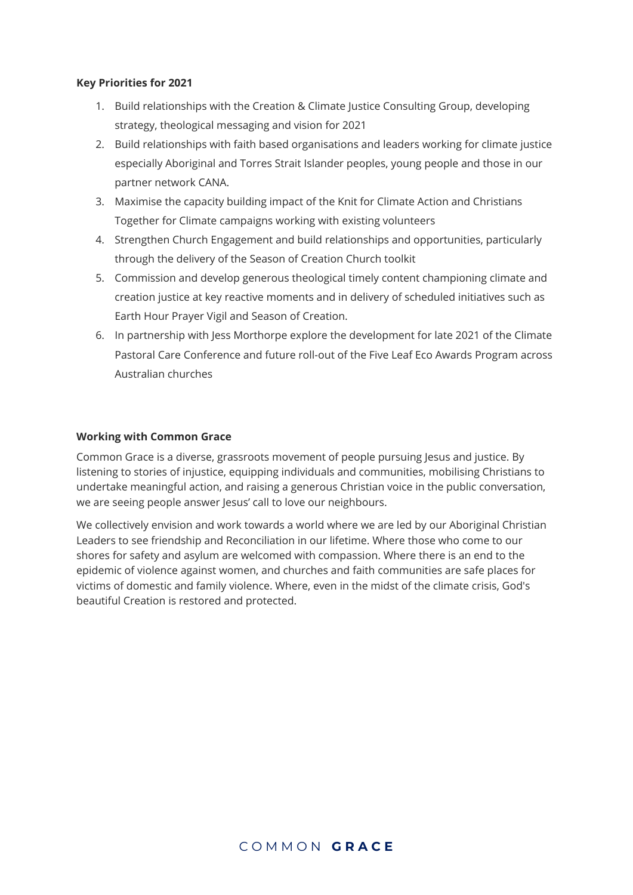**Key Priorities for 2021**

1. Build relationships with the Creation & Climate Justice Consulting Group, developing strategy, theological messaging and vision for 2021
2. Build relationships with faith based organisations and leaders working for climate justice especially Aboriginal and Torres Strait Islander peoples, young people and those in our partner network CANA.
3. Maximise the capacity building impact of the Knit for Climate Action and Christians Together for Climate campaigns working with existing volunteers
4. Strengthen Church Engagement and build relationships and opportunities, particularly through the delivery of the Season of Creation Church toolkit
5. Commission and develop generous theological timely content championing climate and creation justice at key reactive moments and in delivery of scheduled initiatives such as Earth Hour Prayer Vigil and Season of Creation.
6. In partnership with Jess Morthorpe explore the development for late 2021 of the Climate Pastoral Care Conference and future roll-out of the Five Leaf Eco Awards Program across Australian churches

**Working with Common Grace**

Common Grace is a diverse, grassroots movement of people pursuing Jesus and justice. By listening to stories of injustice, equipping individuals and communities, mobilising Christians to undertake meaningful action, and raising a generous Christian voice in the public conversation, we are seeing people answer Jesus' call to love our neighbours.

We collectively envision and work towards a world where we are led by our Aboriginal Christian Leaders to see friendship and Reconciliation in our lifetime. Where those who come to our shores for safety and asylum are welcomed with compassion. Where there is an end to the epidemic of violence against women, and churches and faith communities are safe places for victims of domestic and family violence. Where, even in the midst of the climate crisis, God's beautiful Creation is restored and protected.